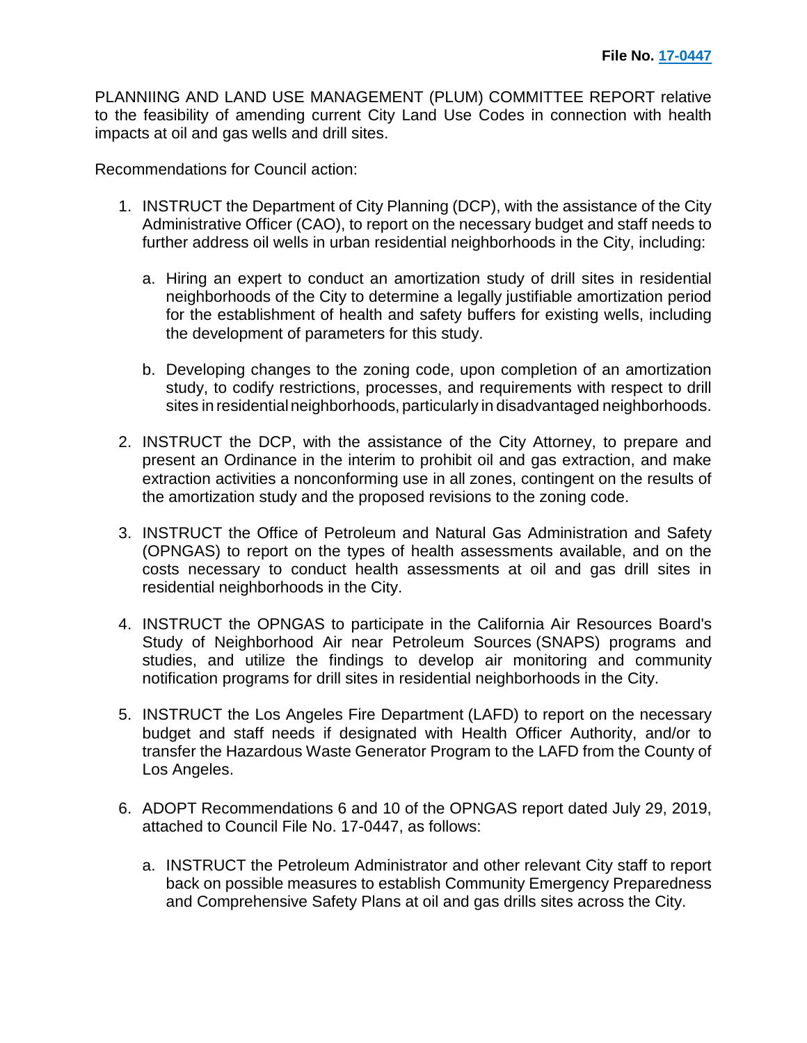**File No. 17-0447**

PLANNIING AND LAND USE MANAGEMENT (PLUM) COMMITTEE REPORT relative to the feasibility of amending current City Land Use Codes in connection with health impacts at oil and gas wells and drill sites.

Recommendations for Council action:

1. INSTRUCT the Department of City Planning (DCP), with the assistance of the City Administrative Officer (CAO), to report on the necessary budget and staff needs to further address oil wells in urban residential neighborhoods in the City, including:

   a. Hiring an expert to conduct an amortization study of drill sites in residential neighborhoods of the City to determine a legally justifiable amortization period for the establishment of health and safety buffers for existing wells, including the development of parameters for this study.

   b. Developing changes to the zoning code, upon completion of an amortization study, to codify restrictions, processes, and requirements with respect to drill sites in residential neighborhoods, particularly in disadvantaged neighborhoods.

2. INSTRUCT the DCP, with the assistance of the City Attorney, to prepare and present an Ordinance in the interim to prohibit oil and gas extraction, and make extraction activities a nonconforming use in all zones, contingent on the results of the amortization study and the proposed revisions to the zoning code.

3. INSTRUCT the Office of Petroleum and Natural Gas Administration and Safety (OPNGAS) to report on the types of health assessments available, and on the costs necessary to conduct health assessments at oil and gas drill sites in residential neighborhoods in the City.

4. INSTRUCT the OPNGAS to participate in the California Air Resources Board's Study of Neighborhood Air near Petroleum Sources (SNAPS) programs and studies, and utilize the findings to develop air monitoring and community notification programs for drill sites in residential neighborhoods in the City.

5. INSTRUCT the Los Angeles Fire Department (LAFD) to report on the necessary budget and staff needs if designated with Health Officer Authority, and/or to transfer the Hazardous Waste Generator Program to the LAFD from the County of Los Angeles.

6. ADOPT Recommendations 6 and 10 of the OPNGAS report dated July 29, 2019, attached to Council File No. 17-0447, as follows:

   a. INSTRUCT the Petroleum Administrator and other relevant City staff to report back on possible measures to establish Community Emergency Preparedness and Comprehensive Safety Plans at oil and gas drills sites across the City.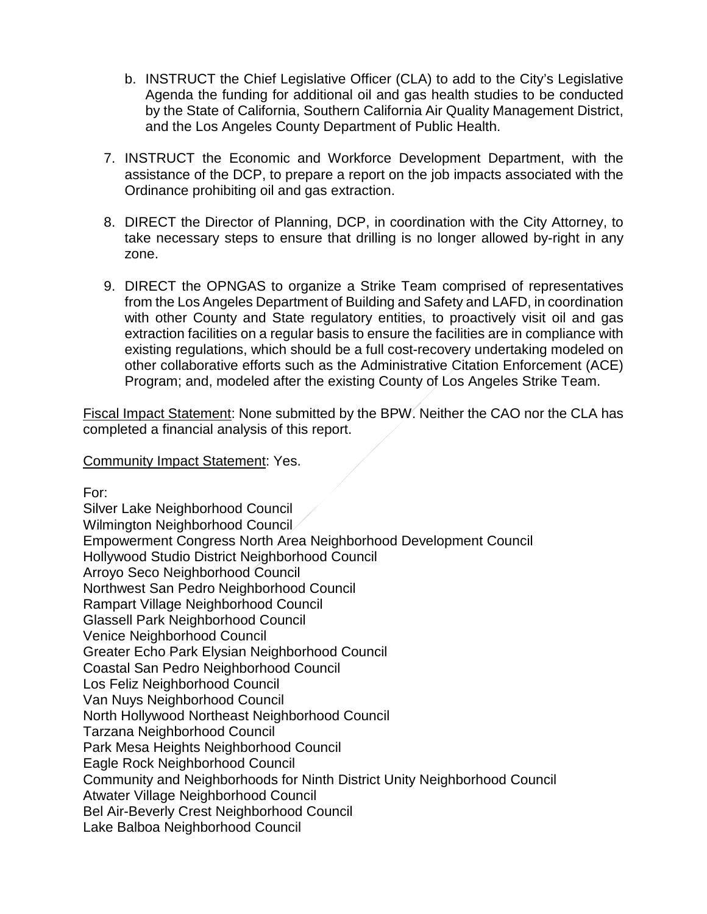b. INSTRUCT the Chief Legislative Officer (CLA) to add to the City's Legislative Agenda the funding for additional oil and gas health studies to be conducted by the State of California, Southern California Air Quality Management District, and the Los Angeles County Department of Public Health.

7. INSTRUCT the Economic and Workforce Development Department, with the assistance of the DCP, to prepare a report on the job impacts associated with the Ordinance prohibiting oil and gas extraction.

8. DIRECT the Director of Planning, DCP, in coordination with the City Attorney, to take necessary steps to ensure that drilling is no longer allowed by-right in any zone.

9. DIRECT the OPNGAS to organize a Strike Team comprised of representatives from the Los Angeles Department of Building and Safety and LAFD, in coordination with other County and State regulatory entities, to proactively visit oil and gas extraction facilities on a regular basis to ensure the facilities are in compliance with existing regulations, which should be a full cost-recovery undertaking modeled on other collaborative efforts such as the Administrative Citation Enforcement (ACE) Program; and, modeled after the existing County of Los Angeles Strike Team.

Fiscal Impact Statement: None submitted by the BPW. Neither the CAO nor the CLA has completed a financial analysis of this report.

Community Impact Statement: Yes.

For:
Silver Lake Neighborhood Council
Wilmington Neighborhood Council
Empowerment Congress North Area Neighborhood Development Council
Hollywood Studio District Neighborhood Council
Arroyo Seco Neighborhood Council
Northwest San Pedro Neighborhood Council
Rampart Village Neighborhood Council
Glassell Park Neighborhood Council
Venice Neighborhood Council
Greater Echo Park Elysian Neighborhood Council
Coastal San Pedro Neighborhood Council
Los Feliz Neighborhood Council
Van Nuys Neighborhood Council
North Hollywood Northeast Neighborhood Council
Tarzana Neighborhood Council
Park Mesa Heights Neighborhood Council
Eagle Rock Neighborhood Council
Community and Neighborhoods for Ninth District Unity Neighborhood Council
Atwater Village Neighborhood Council
Bel Air-Beverly Crest Neighborhood Council
Lake Balboa Neighborhood Council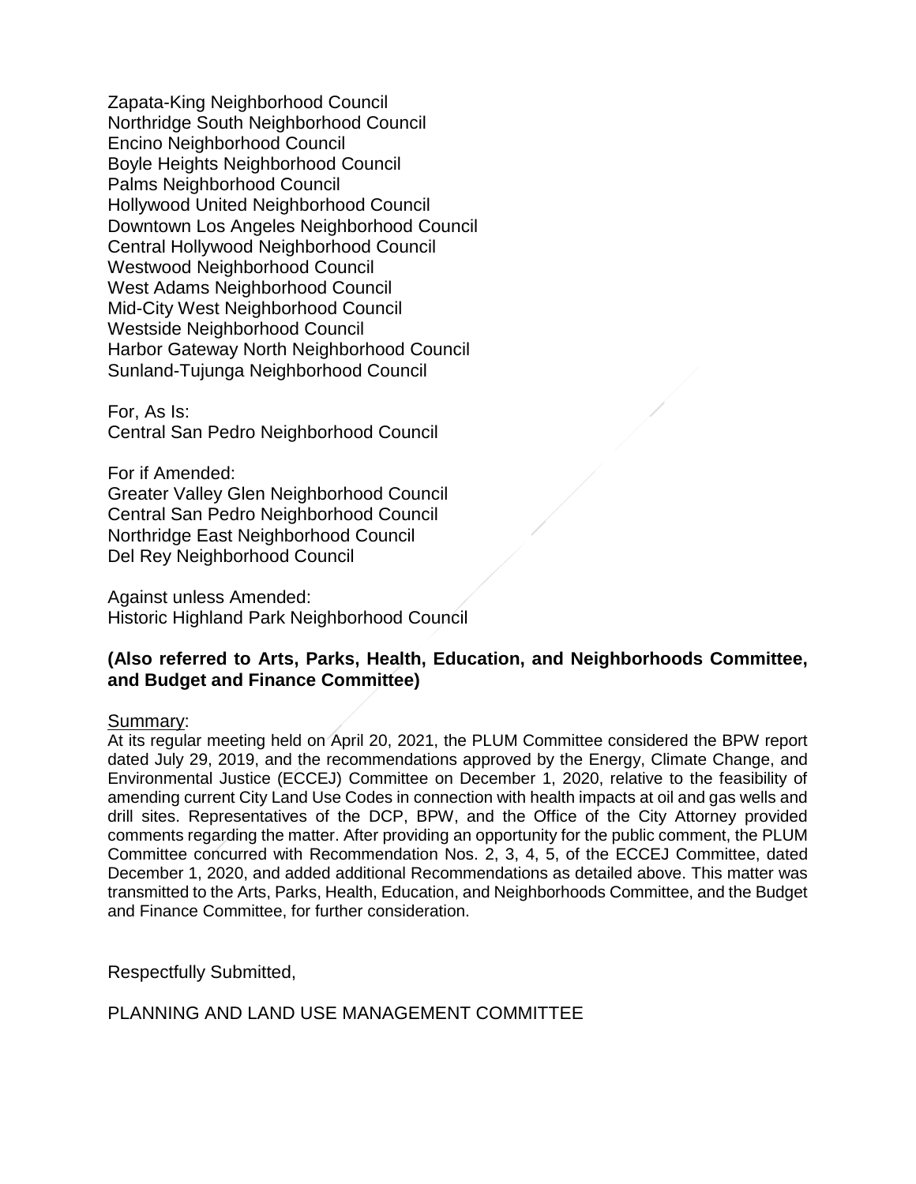Zapata-King Neighborhood Council
Northridge South Neighborhood Council
Encino Neighborhood Council
Boyle Heights Neighborhood Council
Palms Neighborhood Council
Hollywood United Neighborhood Council
Downtown Los Angeles Neighborhood Council
Central Hollywood Neighborhood Council
Westwood Neighborhood Council
West Adams Neighborhood Council
Mid-City West Neighborhood Council
Westside Neighborhood Council
Harbor Gateway North Neighborhood Council
Sunland-Tujunga Neighborhood Council

For, As Is:
Central San Pedro Neighborhood Council

For if Amended:
Greater Valley Glen Neighborhood Council
Central San Pedro Neighborhood Council
Northridge East Neighborhood Council
Del Rey Neighborhood Council

Against unless Amended:
Historic Highland Park Neighborhood Council

**(Also referred to Arts, Parks, Health, Education, and Neighborhoods Committee, and Budget and Finance Committee)**

Summary:

At its regular meeting held on April 20, 2021, the PLUM Committee considered the BPW report dated July 29, 2019, and the recommendations approved by the Energy, Climate Change, and Environmental Justice (ECCEJ) Committee on December 1, 2020, relative to the feasibility of amending current City Land Use Codes in connection with health impacts at oil and gas wells and drill sites. Representatives of the DCP, BPW, and the Office of the City Attorney provided comments regarding the matter. After providing an opportunity for the public comment, the PLUM Committee concurred with Recommendation Nos. 2, 3, 4, 5, of the ECCEJ Committee, dated December 1, 2020, and added additional Recommendations as detailed above. This matter was transmitted to the Arts, Parks, Health, Education, and Neighborhoods Committee, and the Budget and Finance Committee, for further consideration.

Respectfully Submitted,

PLANNING AND LAND USE MANAGEMENT COMMITTEE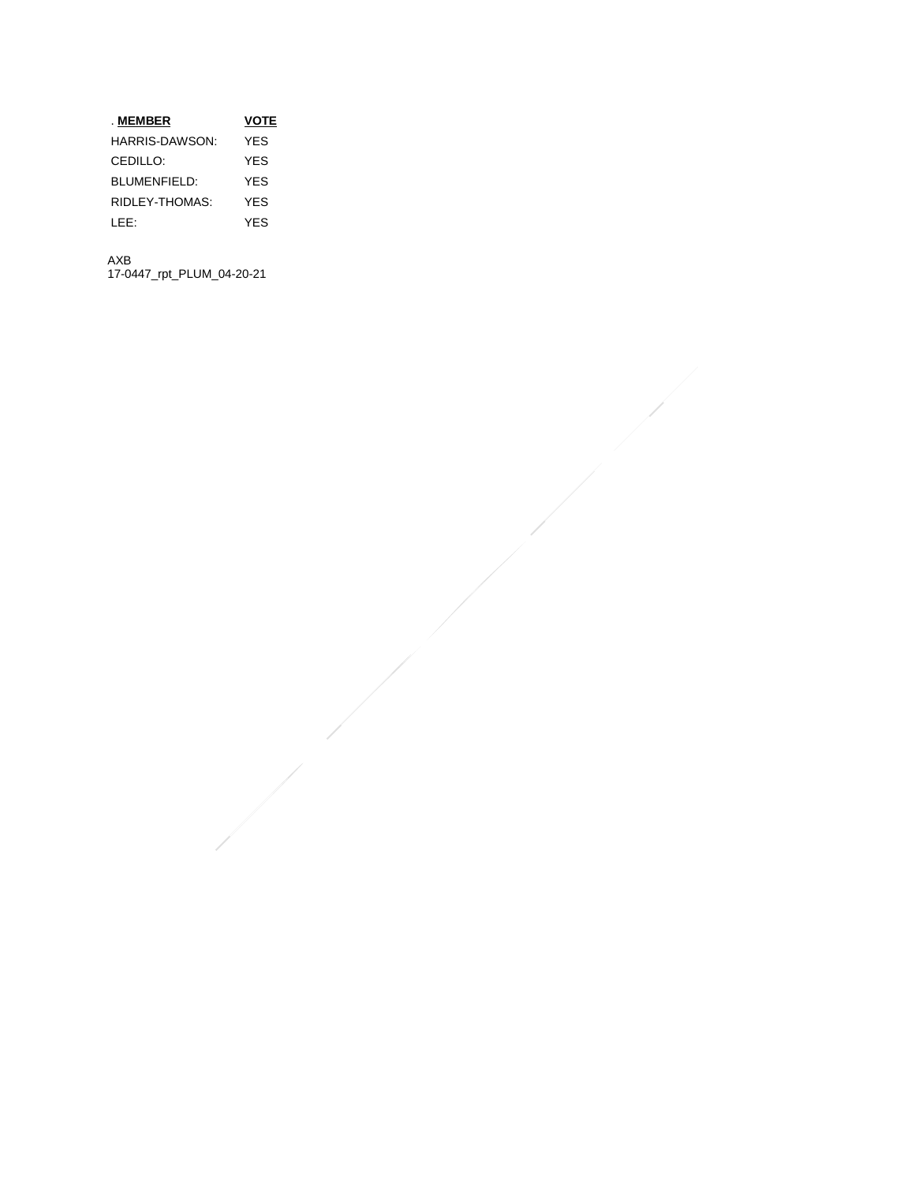| . **MEMBER** | **VOTE** |
|---|---|
| HARRIS-DAWSON: | YES |
| CEDILLO: | YES |
| BLUMENFIELD: | YES |
| RIDLEY-THOMAS: | YES |
| LEE: | YES |

AXB
17-0447_rpt_PLUM_04-20-21